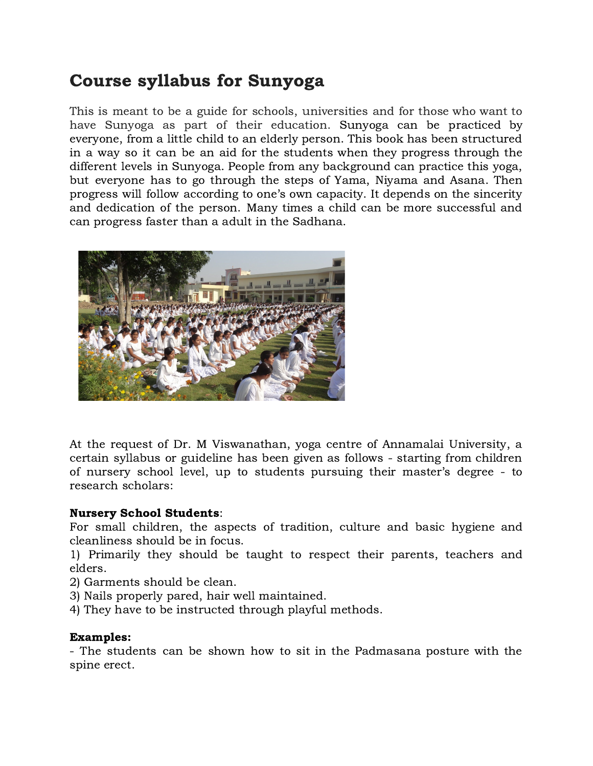# Course syllabus for Sunyoga

This is meant to be a guide for schools, universities and for those who want to have Sunyoga as part of their education. Sunyoga can be practiced by everyone, from a little child to an elderly person. This book has been structured in a way so it can be an aid for the students when they progress through the different levels in Sunyoga. People from any background can practice this yoga, but everyone has to go through the steps of Yama, Niyama and Asana. Then progress will follow according to one's own capacity. It depends on the sincerity and dedication of the person. Many times a child can be more successful and can progress faster than a adult in the Sadhana.

At the request of Dr. M Viswanathan, yoga centre of Annamalai University, a certain syllabus or guideline has been given as follows - starting from children of nursery school level, up to students pursuing their master's degree - to research scholars:

**Nursery School Students**:
For small children, the aspects of tradition, culture and basic hygiene and cleanliness should be in focus.

1) Primarily they should be taught to respect their parents, teachers and elders.
2) Garments should be clean.
3) Nails properly pared, hair well maintained.
4) They have to be instructed through playful methods.

**Examples:**

- The students can be shown how to sit in the Padmasana posture with the spine erect.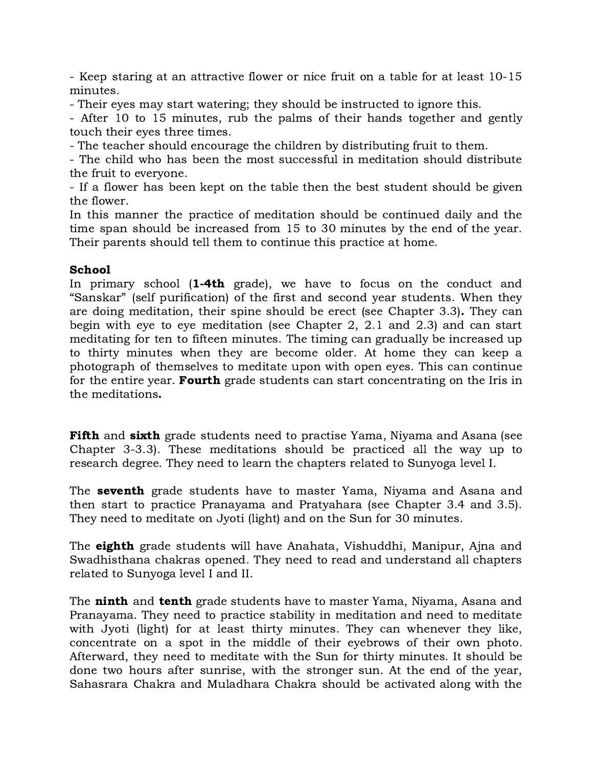- Keep staring at an attractive flower or nice fruit on a table for at least 10-15 minutes.
- Their eyes may start watering; they should be instructed to ignore this.
- After 10 to 15 minutes, rub the palms of their hands together and gently touch their eyes three times.
- The teacher should encourage the children by distributing fruit to them.
- The child who has been the most successful in meditation should distribute the fruit to everyone.
- If a flower has been kept on the table then the best student should be given the flower.

In this manner the practice of meditation should be continued daily and the time span should be increased from 15 to 30 minutes by the end of the year. Their parents should tell them to continue this practice at home.

**School**

In primary school (**1-4th** grade), we have to focus on the conduct and "Sanskar" (self purification) of the first and second year students. When they are doing meditation, their spine should be erect (see Chapter 3.3)**.** They can begin with eye to eye meditation (see Chapter 2, 2.1 and 2.3) and can start meditating for ten to fifteen minutes. The timing can gradually be increased up to thirty minutes when they are become older. At home they can keep a photograph of themselves to meditate upon with open eyes. This can continue for the entire year. **Fourth** grade students can start concentrating on the Iris in the meditations**.**

**Fifth** and **sixth** grade students need to practise Yama, Niyama and Asana (see Chapter 3-3.3). These meditations should be practiced all the way up to research degree. They need to learn the chapters related to Sunyoga level I.

The **seventh** grade students have to master Yama, Niyama and Asana and then start to practice Pranayama and Pratyahara (see Chapter 3.4 and 3.5). They need to meditate on Jyoti (light) and on the Sun for 30 minutes.

The **eighth** grade students will have Anahata, Vishuddhi, Manipur, Ajna and Swadhisthana chakras opened. They need to read and understand all chapters related to Sunyoga level I and II.

The **ninth** and **tenth** grade students have to master Yama, Niyama, Asana and Pranayama. They need to practice stability in meditation and need to meditate with Jyoti (light) for at least thirty minutes. They can whenever they like, concentrate on a spot in the middle of their eyebrows of their own photo. Afterward, they need to meditate with the Sun for thirty minutes. It should be done two hours after sunrise, with the stronger sun. At the end of the year, Sahasrara Chakra and Muladhara Chakra should be activated along with the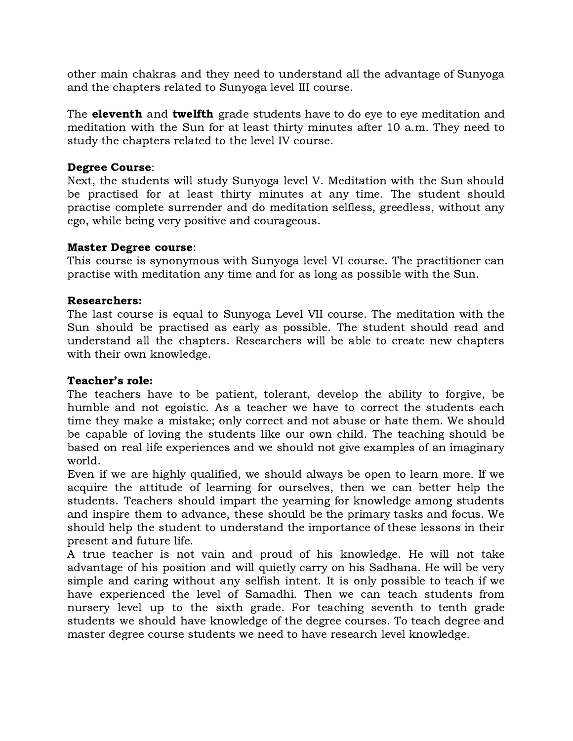other main chakras and they need to understand all the advantage of Sunyoga and the chapters related to Sunyoga level III course.

The **eleventh** and **twelfth** grade students have to do eye to eye meditation and meditation with the Sun for at least thirty minutes after 10 a.m. They need to study the chapters related to the level IV course.

**Degree Course**:
Next, the students will study Sunyoga level V. Meditation with the Sun should be practised for at least thirty minutes at any time. The student should practise complete surrender and do meditation selfless, greedless, without any ego, while being very positive and courageous.

**Master Degree course**:
This course is synonymous with Sunyoga level VI course. The practitioner can practise with meditation any time and for as long as possible with the Sun.

**Researchers:**
The last course is equal to Sunyoga Level VII course. The meditation with the Sun should be practised as early as possible. The student should read and understand all the chapters. Researchers will be able to create new chapters with their own knowledge.

**Teacher's role:**
The teachers have to be patient, tolerant, develop the ability to forgive, be humble and not egoistic. As a teacher we have to correct the students each time they make a mistake; only correct and not abuse or hate them. We should be capable of loving the students like our own child. The teaching should be based on real life experiences and we should not give examples of an imaginary world.

Even if we are highly qualified, we should always be open to learn more. If we acquire the attitude of learning for ourselves, then we can better help the students. Teachers should impart the yearning for knowledge among students and inspire them to advance, these should be the primary tasks and focus. We should help the student to understand the importance of these lessons in their present and future life.

A true teacher is not vain and proud of his knowledge. He will not take advantage of his position and will quietly carry on his Sadhana. He will be very simple and caring without any selfish intent. It is only possible to teach if we have experienced the level of Samadhi. Then we can teach students from nursery level up to the sixth grade. For teaching seventh to tenth grade students we should have knowledge of the degree courses. To teach degree and master degree course students we need to have research level knowledge.